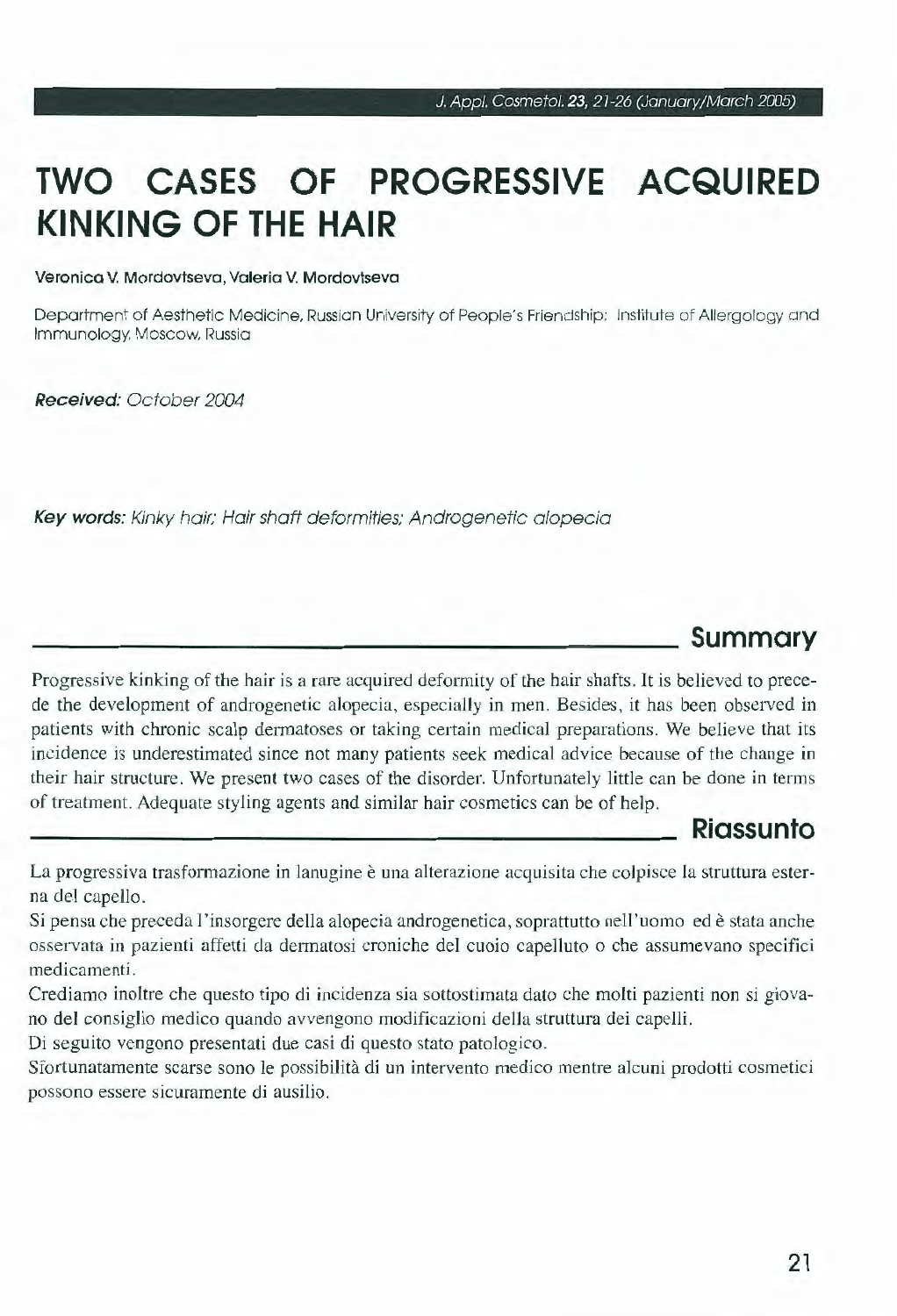# TWO CASES OF PROGRESSIVE ACQUIRED KINKING OF THE HAIR

Veronica V. Mordovtseva, Valeria V. Mordovtseva

Department of Aesthetic Medicine, Russian University of People's Friendship; Institute of Allergology and Immunology, Moscow, Russia

***Received:*** *October 2004*

***Key words:*** *Kinky hair; Hair shaft deformities; Androgenetic alopecia*

## Summary

Progressive kinking of the hair is a rare acquired deformity of the hair shafts. It is believed to precede the development of androgenetic alopecia, especially in men. Besides, it has been observed in patients with chronic scalp dermatoses or taking certain medical preparations. We believe that its incidence is underestimated since not many patients seek medical advice because of the change in their hair structure. We present two cases of the disorder. Unfortunately little can be done in terms of treatment. Adequate styling agents and similar hair cosmetics can be of help.

## Riassunto

La progressiva trasformazione in lanugine è una alterazione acquisita che colpisce la struttura esterna del capello.

Si pensa che preceda l'insorgere della alopecia androgenetica, soprattutto nell'uomo ed è stata anche osservata in pazienti affetti da dermatosi croniche del cuoio capelluto o che assumevano specifici medicamenti.

Crediamo inoltre che questo tipo di incidenza sia sottostimata dato che molti pazienti non si giovano del consiglio medico quando avvengono modificazioni della struttura dei capelli.

Di seguito vengono presentati due casi di questo stato patologico.

Sfortunatamente scarse sono le possibilità di un intervento medico mentre alcuni prodotti cosmetici possono essere sicuramente di ausilio.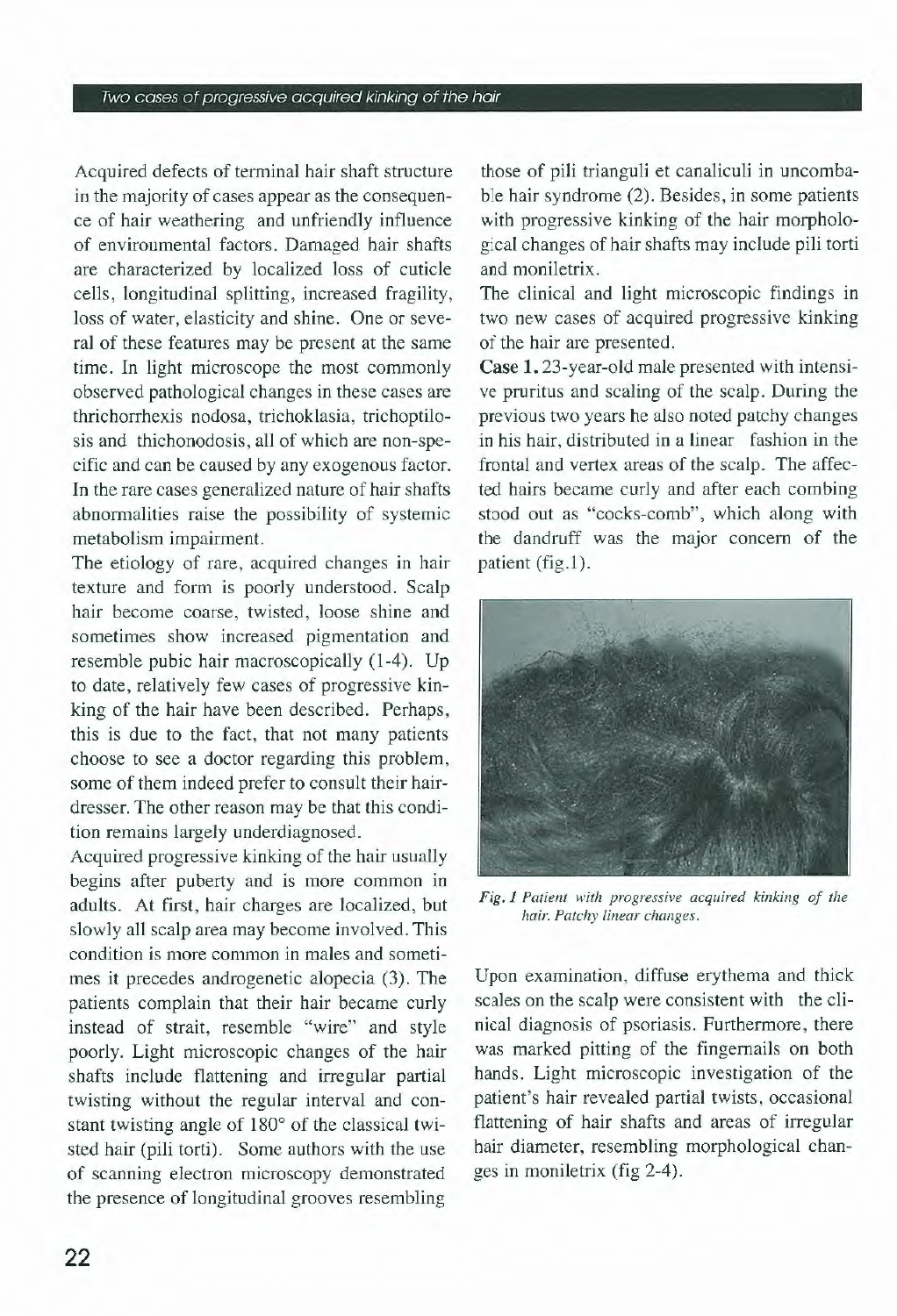Acquired defects of terminal hair shaft structure in the majority of cases appear as the consequence of hair weathering and unfriendly influence of environmental factors. Damaged hair shafts are characterized by localized loss of cuticle cells, longitudinal splitting, increased fragility, loss of water, elasticity and shine. One or several of these features may be present at the same time. In light microscope the most commonly observed pathological changes in these cases are thrichorrhexis nodosa, trichoklasia, trichoptilosis and thichonodosis, all of which are non-specific and can be caused by any exogenous factor. In the rare cases generalized nature of hair shafts abnormalities raise the possibility of systemic metabolism impairment.

The etiology of rare, acquired changes in hair texture and form is poorly understood. Scalp hair become coarse, twisted, loose shine and sometimes show increased pigmentation and resemble pubic hair macroscopically (1-4). Up to date, relatively few cases of progressive kinking of the hair have been described. Perhaps, this is due to the fact, that not many patients choose to see a doctor regarding this problem, some of them indeed prefer to consult their hairdresser. The other reason may be that this condition remains largely underdiagnosed.

Acquired progressive kinking of the hair usually begins after puberty and is more common in adults. At first, hair charges are localized, but slowly all scalp area may become involved. This condition is more common in males and sometimes it precedes androgenetic alopecia (3). The patients complain that their hair became curly instead of strait, resemble "wire" and style poorly. Light microscopic changes of the hair shafts include flattening and irregular partial twisting without the regular interval and constant twisting angle of 180° of the classical twisted hair (pili torti). Some authors with the use of scanning electron microscopy demonstrated the presence of longitudinal grooves resembling those of pili trianguli et canaliculi in uncombable hair syndrome (2). Besides, in some patients with progressive kinking of the hair morphological changes of hair shafts may include pili torti and moniletrix.

The clinical and light microscopic findings in two new cases of acquired progressive kinking of the hair are presented.

**Case 1.** 23-year-old male presented with intensive pruritus and scaling of the scalp. During the previous two years he also noted patchy changes in his hair, distributed in a linear fashion in the frontal and vertex areas of the scalp. The affected hairs became curly and after each combing stood out as "cocks-comb", which along with the dandruff was the major concern of the patient (fig.1).

*Fig. 1 Patient with progressive acquired kinking of the hair. Patchy linear changes.*

Upon examination, diffuse erythema and thick scales on the scalp were consistent with the clinical diagnosis of psoriasis. Furthermore, there was marked pitting of the fingernails on both hands. Light microscopic investigation of the patient's hair revealed partial twists, occasional flattening of hair shafts and areas of irregular hair diameter, resembling morphological changes in moniletrix (fig 2-4).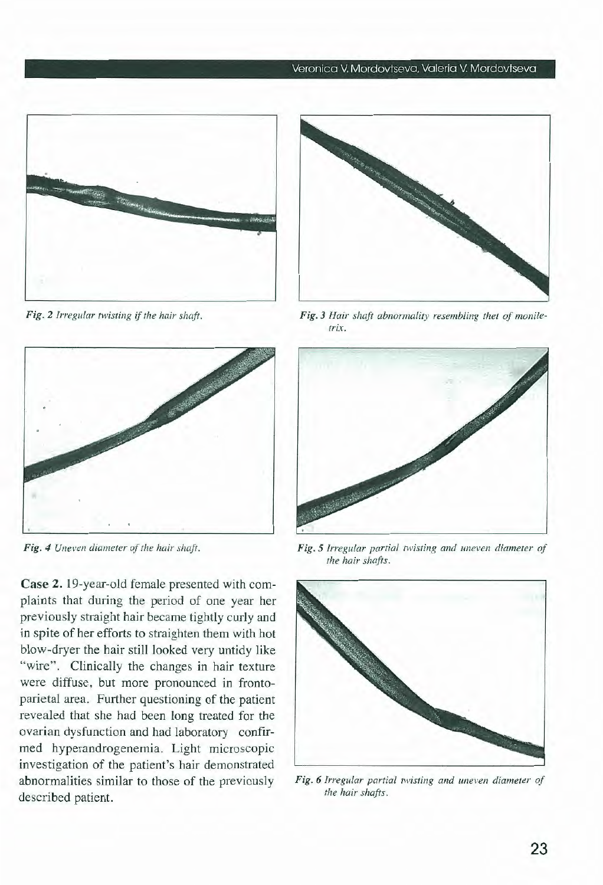*Fig. 2 Irregular twisting if the hair shaft.*

*Fig. 3 Hair shaft abnormality resembling thet of moniletrix.*

*Fig. 4 Uneven diameter of the hair shaft.*

*Fig. 5 Irregular partial twisting and uneven diameter of the hair shafts.*

*Fig. 6 Irregular partial twisting and uneven diameter of the hair shafts.*

**Case 2.** 19-year-old female presented with complaints that during the period of one year her previously straight hair became tightly curly and in spite of her efforts to straighten them with hot blow-dryer the hair still looked very untidy like "wire". Clinically the changes in hair texture were diffuse, but more pronounced in fronto-parietal area. Further questioning of the patient revealed that she had been long treated for the ovarian dysfunction and had laboratory confirmed hyperandrogenemia. Light microscopic investigation of the patient's hair demonstrated abnormalities similar to those of the previously described patient.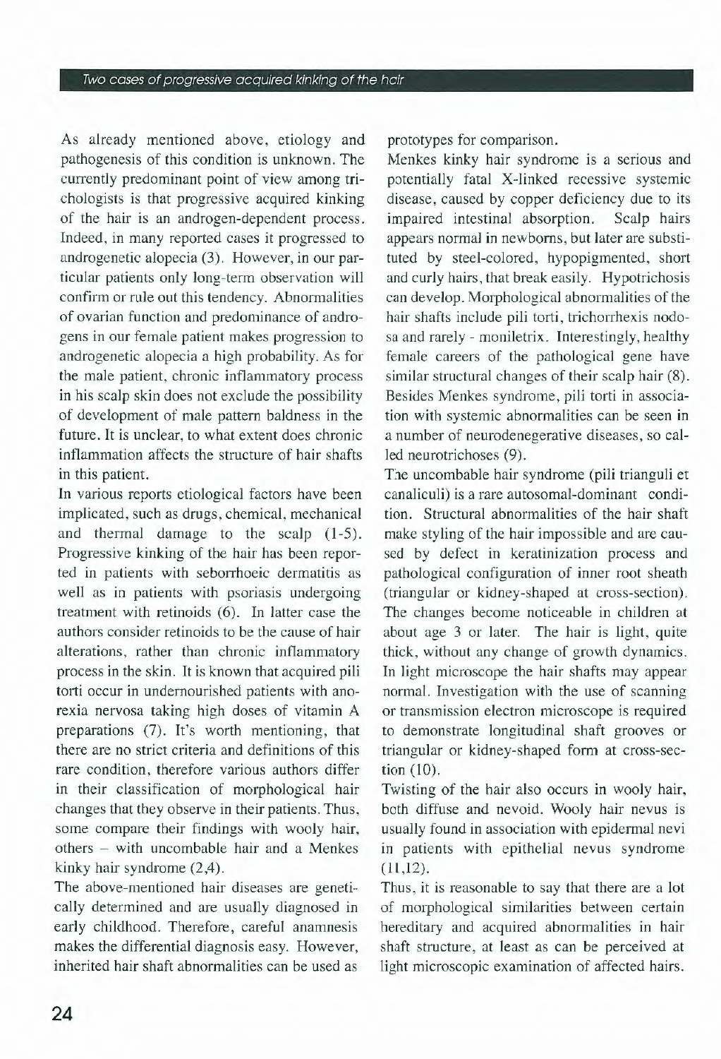As already mentioned above, etiology and pathogenesis of this condition is unknown. The currently predominant point of view among trichologists is that progressive acquired kinking of the hair is an androgen-dependent process. Indeed, in many reported cases it progressed to androgenetic alopecia (3). However, in our particular patients only long-term observation will confirm or rule out this tendency. Abnormalities of ovarian function and predominance of androgens in our female patient makes progression to androgenetic alopecia a high probability. As for the male patient, chronic inflammatory process in his scalp skin does not exclude the possibility of development of male pattern baldness in the future. It is unclear, to what extent does chronic inflammation affects the structure of hair shafts in this patient.

In various reports etiological factors have been implicated, such as drugs, chemical, mechanical and thermal damage to the scalp (1-5). Progressive kinking of the hair has been reported in patients with seborrhoeic dermatitis as well as in patients with psoriasis undergoing treatment with retinoids (6). In latter case the authors consider retinoids to be the cause of hair alterations, rather than chronic inflammatory process in the skin. It is known that acquired pili torti occur in undernourished patients with anorexia nervosa taking high doses of vitamin A preparations (7). It's worth mentioning, that there are no strict criteria and definitions of this rare condition, therefore various authors differ in their classification of morphological hair changes that they observe in their patients. Thus, some compare their findings with wooly hair, others – with uncombable hair and a Menkes kinky hair syndrome (2,4).

The above-mentioned hair diseases are genetically determined and are usually diagnosed in early childhood. Therefore, careful anamnesis makes the differential diagnosis easy. However, inherited hair shaft abnormalities can be used as prototypes for comparison.

Menkes kinky hair syndrome is a serious and potentially fatal X-linked recessive systemic disease, caused by copper deficiency due to its impaired intestinal absorption. Scalp hairs appears normal in newborns, but later are substituted by steel-colored, hypopigmented, short and curly hairs, that break easily. Hypotrichosis can develop. Morphological abnormalities of the hair shafts include pili torti, trichorrhexis nodosa and rarely - moniletrix. Interestingly, healthy female careers of the pathological gene have similar structural changes of their scalp hair (8). Besides Menkes syndrome, pili torti in association with systemic abnormalities can be seen in a number of neurodenegerative diseases, so called neurotrichoses (9).

The uncombable hair syndrome (pili trianguli et canaliculi) is a rare autosomal-dominant condition. Structural abnormalities of the hair shaft make styling of the hair impossible and are caused by defect in keratinization process and pathological configuration of inner root sheath (triangular or kidney-shaped at cross-section). The changes become noticeable in children at about age 3 or later. The hair is light, quite thick, without any change of growth dynamics. In light microscope the hair shafts may appear normal. Investigation with the use of scanning or transmission electron microscope is required to demonstrate longitudinal shaft grooves or triangular or kidney-shaped form at cross-section (10).

Twisting of the hair also occurs in wooly hair, both diffuse and nevoid. Wooly hair nevus is usually found in association with epidermal nevi in patients with epithelial nevus syndrome (11,12).

Thus, it is reasonable to say that there are a lot of morphological similarities between certain hereditary and acquired abnormalities in hair shaft structure, at least as can be perceived at light microscopic examination of affected hairs.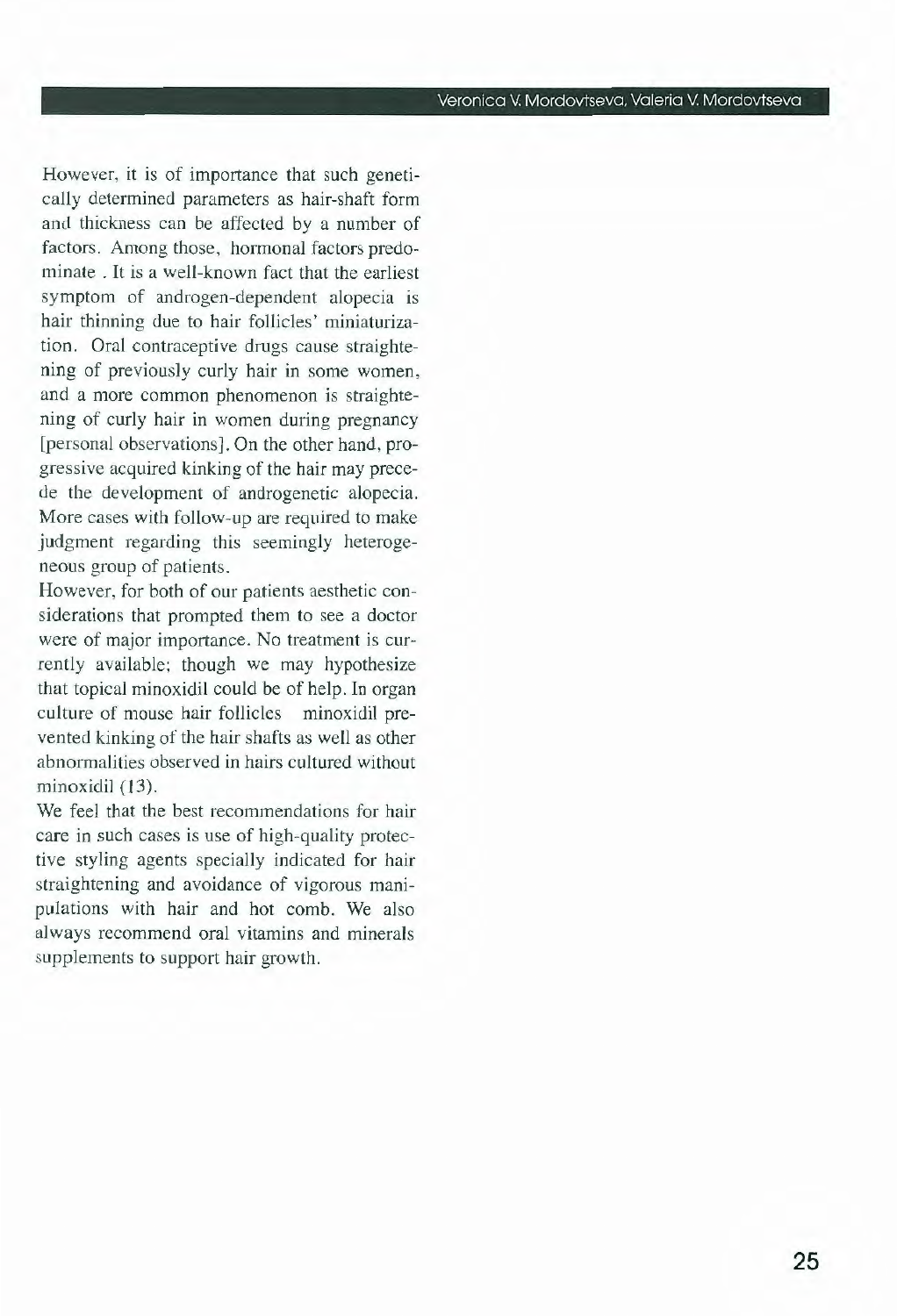However, it is of importance that such genetically determined parameters as hair-shaft form and thickness can be affected by a number of factors. Among those, hormonal factors predominate . It is a well-known fact that the earliest symptom of androgen-dependent alopecia is hair thinning due to hair follicles' miniaturization. Oral contraceptive drugs cause straightening of previously curly hair in some women, and a more common phenomenon is straightening of curly hair in women during pregnancy [personal observations]. On the other hand, progressive acquired kinking of the hair may precede the development of androgenetic alopecia. More cases with follow-up are required to make judgment regarding this seemingly heterogeneous group of patients.

However, for both of our patients aesthetic considerations that prompted them to see a doctor were of major importance. No treatment is currently available; though we may hypothesize that topical minoxidil could be of help. In organ culture of mouse hair follicles minoxidil prevented kinking of the hair shafts as well as other abnormalities observed in hairs cultured without minoxidil (13).

We feel that the best recommendations for hair care in such cases is use of high-quality protective styling agents specially indicated for hair straightening and avoidance of vigorous manipulations with hair and hot comb. We also always recommend oral vitamins and minerals supplements to support hair growth.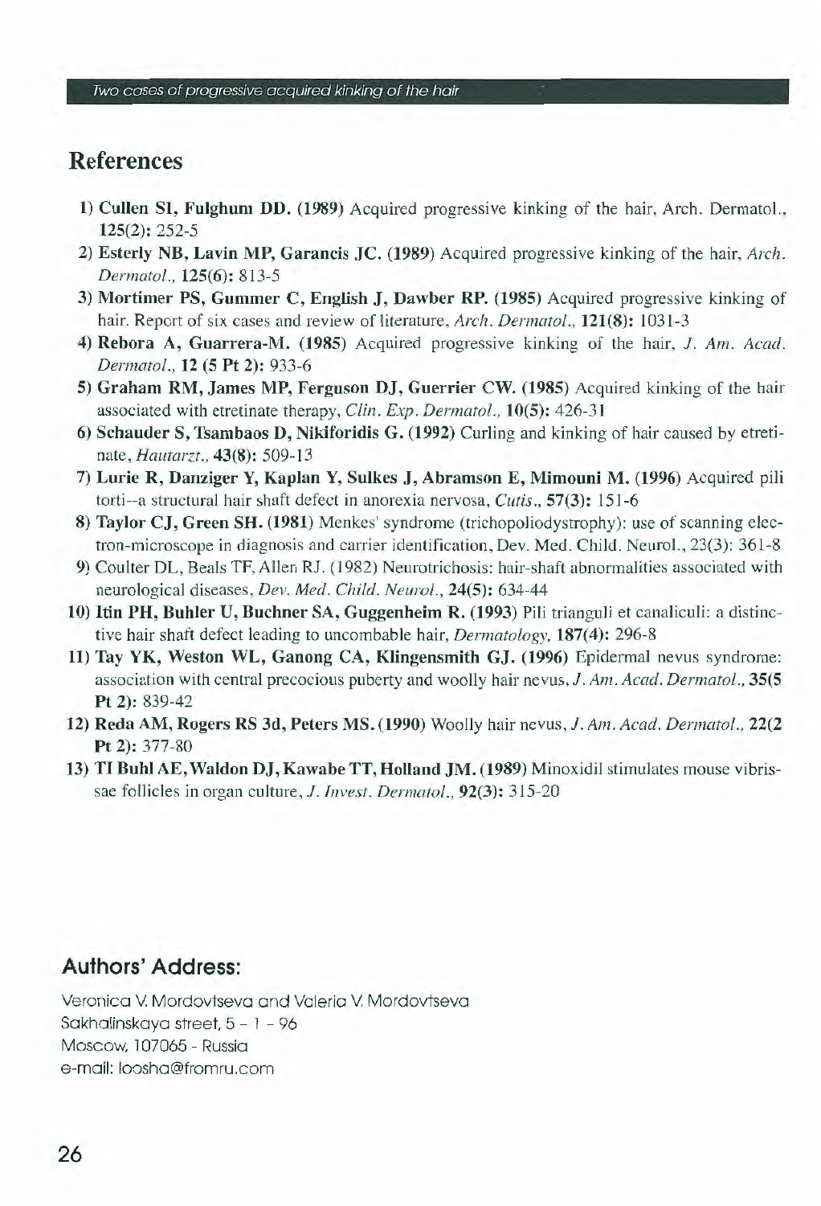## References

1) **Cullen SI, Fulghum DD. (1989)** Acquired progressive kinking of the hair, Arch. Dermatol., **125(2):** 252-5
2) **Esterly NB, Lavin MP, Garancis JC. (1989)** Acquired progressive kinking of the hair, *Arch. Dermatol.*, **125(6):** 813-5
3) **Mortimer PS, Gummer C, English J, Dawber RP. (1985)** Acquired progressive kinking of hair. Report of six cases and review of literature, *Arch. Dermatol.*, **121(8):** 1031-3
4) **Rebora A, Guarrera-M. (1985)** Acquired progressive kinking of the hair, *J. Am. Acad. Dermatol.*, **12 (5 Pt 2):** 933-6
5) **Graham RM, James MP, Ferguson DJ, Guerrier CW. (1985)** Acquired kinking of the hair associated with etretinate therapy, *Clin. Exp. Dermatol.*, **10(5):** 426-31
6) **Schauder S, Tsambaos D, Nikiforidis G. (1992)** Curling and kinking of hair caused by etretinate, *Hautarzt.*, **43(8):** 509-13
7) **Lurie R, Danziger Y, Kaplan Y, Sulkes J, Abramson E, Mimouni M. (1996)** Acquired pili torti--a structural hair shaft defect in anorexia nervosa, *Cutis.*, **57(3):** 151-6
8) **Taylor CJ, Green SH. (1981)** Menkes' syndrome (trichopoliodystrophy): use of scanning electron-microscope in diagnosis and carrier identification, Dev. Med. Child. Neurol., 23(3): 361-8
9) Coulter DL, Beals TF, Allen RJ. (1982) Neurotrichosis: hair-shaft abnormalities associated with neurological diseases, *Dev. Med. Child. Neurol.*, **24(5):** 634-44
10) **Itin PH, Buhler U, Buchner SA, Guggenheim R. (1993)** Pili trianguli et canaliculi: a distinctive hair shaft defect leading to uncombable hair, *Dermatology*, **187(4):** 296-8
11) **Tay YK, Weston WL, Ganong CA, Klingensmith GJ. (1996)** Epidermal nevus syndrome: association with central precocious puberty and woolly hair nevus, *J. Am. Acad. Dermatol.*, **35(5 Pt 2):** 839-42
12) **Reda AM, Rogers RS 3d, Peters MS. (1990)** Woolly hair nevus, *J. Am. Acad. Dermatol.*, **22(2 Pt 2):** 377-80
13) **TI Buhl AE, Waldon DJ, Kawabe TT, Holland JM. (1989)** Minoxidil stimulates mouse vibrissae follicles in organ culture, *J. Invest. Dermatol.*, **92(3):** 315-20

### Authors' Address:

Veronica V. Mordovtseva and Valeria V. Mordovtseva
Sakhalinskaya street, 5 - 1 - 96
Moscow, 107065 - Russia
e-mail: loosha@fromru.com